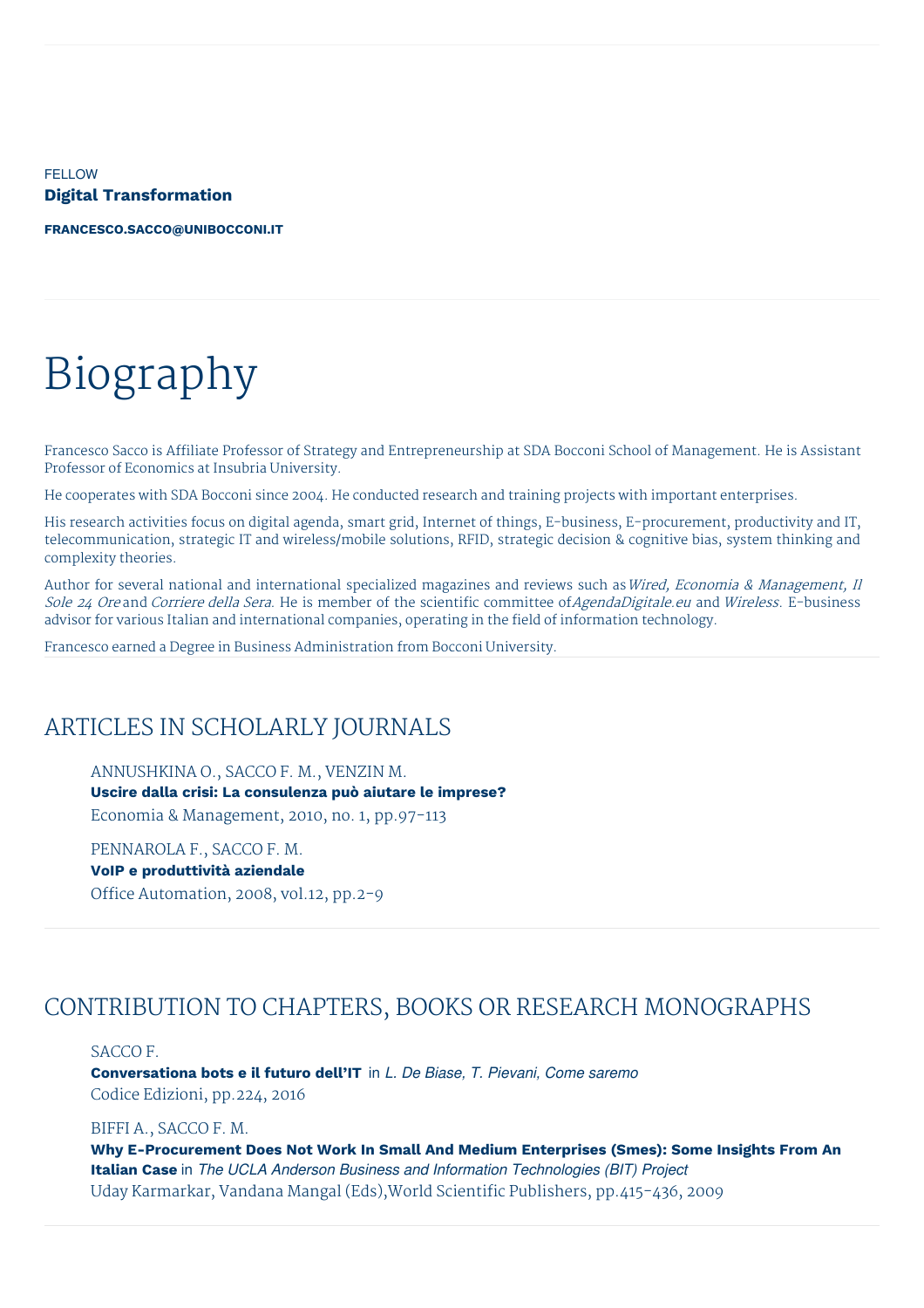FELLOW

**Digital Transformation**

**FRANCESCO.SACCO@UNIBOCCONI.IT**

# Biography

Francesco Sacco is Affiliate Professor of Strategy and Entrepreneurship at SDA Bocconi School of Management. He is Assistant Professor of Economics at Insubria University.

He cooperates with SDA Bocconi since 2004. He conducted research and training projects with important enterprises.

His research activities focus on digital agenda, smart grid, Internet of things, E-business, E-procurement, productivity and IT, telecommunication, strategic IT and wireless/mobile solutions, RFID, strategic decision & cognitive bias, system thinking and complexity theories.

Author for several national and international specialized magazines and reviews such as *Wired, Economia & Management, Il Sole 24 Ore* and *Corriere della Sera*. He is member of the scientific committee of *AgendaDigitale.eu* and *Wireless*. E-business advisor for various Italian and international companies, operating in the field of information technology.

Francesco earned a Degree in Business Administration from Bocconi University.

## ARTICLES IN SCHOLARLY JOURNALS

ANNUSHKINA O., SACCO F. M., VENZIN M.
**Uscire dalla crisi: La consulenza può aiutare le imprese?**
Economia & Management, 2010, no. 1, pp.97-113

PENNAROLA F., SACCO F. M.
**VoIP e produttività aziendale**
Office Automation, 2008, vol.12, pp.2-9

## CONTRIBUTION TO CHAPTERS, BOOKS OR RESEARCH MONOGRAPHS

SACCO F.
**Conversationa bots e il futuro dell'IT** in *L. De Biase, T. Pievani, Come saremo*
Codice Edizioni, pp.224, 2016

BIFFI A., SACCO F. M.
**Why E-Procurement Does Not Work In Small And Medium Enterprises (Smes): Some Insights From An Italian Case** in *The UCLA Anderson Business and Information Technologies (BIT) Project*
Uday Karmarkar, Vandana Mangal (Eds),World Scientific Publishers, pp.415-436, 2009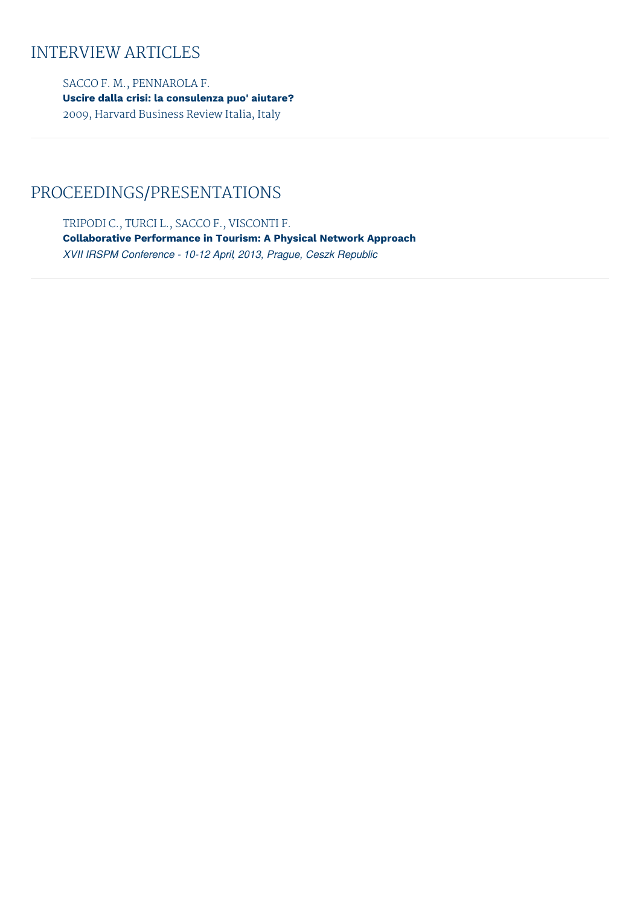## INTERVIEW ARTICLES

SACCO F. M., PENNAROLA F.
**Uscire dalla crisi: la consulenza puo' aiutare?**
2009, Harvard Business Review Italia, Italy

## PROCEEDINGS/PRESENTATIONS

TRIPODI C., TURCI L., SACCO F., VISCONTI F.
**Collaborative Performance in Tourism: A Physical Network Approach**
*XVII IRSPM Conference - 10-12 April, 2013, Prague, Ceszk Republic*